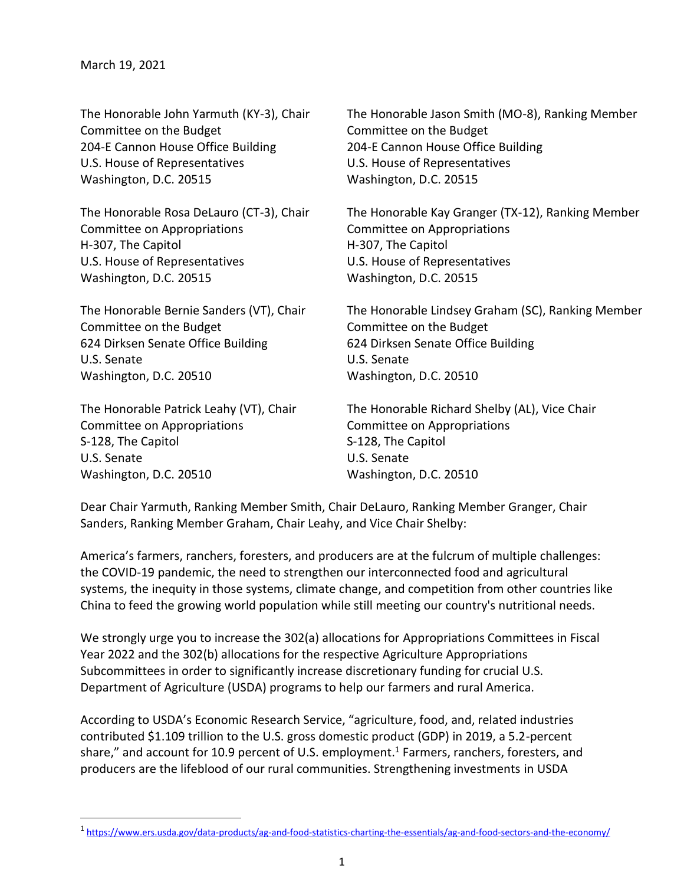March 19, 2021

The Honorable John Yarmuth (KY-3), Chair
Committee on the Budget
204-E Cannon House Office Building
U.S. House of Representatives
Washington, D.C. 20515

The Honorable Jason Smith (MO-8), Ranking Member
Committee on the Budget
204-E Cannon House Office Building
U.S. House of Representatives
Washington, D.C. 20515

The Honorable Rosa DeLauro (CT-3), Chair
Committee on Appropriations
H-307, The Capitol
U.S. House of Representatives
Washington, D.C. 20515

The Honorable Kay Granger (TX-12), Ranking Member
Committee on Appropriations
H-307, The Capitol
U.S. House of Representatives
Washington, D.C. 20515

The Honorable Bernie Sanders (VT), Chair
Committee on the Budget
624 Dirksen Senate Office Building
U.S. Senate
Washington, D.C. 20510

The Honorable Lindsey Graham (SC), Ranking Member
Committee on the Budget
624 Dirksen Senate Office Building
U.S. Senate
Washington, D.C. 20510

The Honorable Patrick Leahy (VT), Chair
Committee on Appropriations
S-128, The Capitol
U.S. Senate
Washington, D.C. 20510

The Honorable Richard Shelby (AL), Vice Chair
Committee on Appropriations
S-128, The Capitol
U.S. Senate
Washington, D.C. 20510

Dear Chair Yarmuth, Ranking Member Smith, Chair DeLauro, Ranking Member Granger, Chair Sanders, Ranking Member Graham, Chair Leahy, and Vice Chair Shelby:

America's farmers, ranchers, foresters, and producers are at the fulcrum of multiple challenges: the COVID-19 pandemic, the need to strengthen our interconnected food and agricultural systems, the inequity in those systems, climate change, and competition from other countries like China to feed the growing world population while still meeting our country's nutritional needs.

We strongly urge you to increase the 302(a) allocations for Appropriations Committees in Fiscal Year 2022 and the 302(b) allocations for the respective Agriculture Appropriations Subcommittees in order to significantly increase discretionary funding for crucial U.S. Department of Agriculture (USDA) programs to help our farmers and rural America.

According to USDA's Economic Research Service, "agriculture, food, and, related industries contributed $1.109 trillion to the U.S. gross domestic product (GDP) in 2019, a 5.2-percent share," and account for 10.9 percent of U.S. employment.[1] Farmers, ranchers, foresters, and producers are the lifeblood of our rural communities. Strengthening investments in USDA

[1] https://www.ers.usda.gov/data-products/ag-and-food-statistics-charting-the-essentials/ag-and-food-sectors-and-the-economy/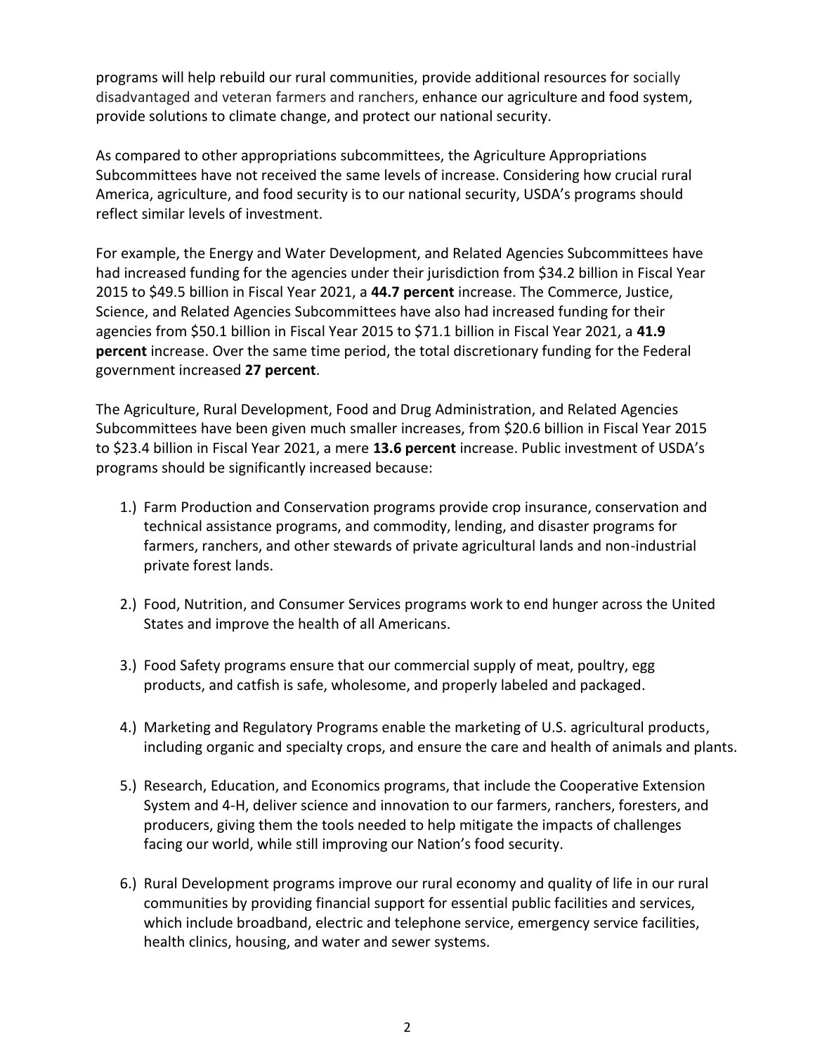programs will help rebuild our rural communities, provide additional resources for socially disadvantaged and veteran farmers and ranchers, enhance our agriculture and food system, provide solutions to climate change, and protect our national security.

As compared to other appropriations subcommittees, the Agriculture Appropriations Subcommittees have not received the same levels of increase. Considering how crucial rural America, agriculture, and food security is to our national security, USDA's programs should reflect similar levels of investment.

For example, the Energy and Water Development, and Related Agencies Subcommittees have had increased funding for the agencies under their jurisdiction from $34.2 billion in Fiscal Year 2015 to $49.5 billion in Fiscal Year 2021, a **44.7 percent** increase. The Commerce, Justice, Science, and Related Agencies Subcommittees have also had increased funding for their agencies from $50.1 billion in Fiscal Year 2015 to $71.1 billion in Fiscal Year 2021, a **41.9 percent** increase. Over the same time period, the total discretionary funding for the Federal government increased **27 percent**.

The Agriculture, Rural Development, Food and Drug Administration, and Related Agencies Subcommittees have been given much smaller increases, from $20.6 billion in Fiscal Year 2015 to $23.4 billion in Fiscal Year 2021, a mere **13.6 percent** increase. Public investment of USDA's programs should be significantly increased because:

1.) Farm Production and Conservation programs provide crop insurance, conservation and technical assistance programs, and commodity, lending, and disaster programs for farmers, ranchers, and other stewards of private agricultural lands and non-industrial private forest lands.

2.) Food, Nutrition, and Consumer Services programs work to end hunger across the United States and improve the health of all Americans.

3.) Food Safety programs ensure that our commercial supply of meat, poultry, egg products, and catfish is safe, wholesome, and properly labeled and packaged.

4.) Marketing and Regulatory Programs enable the marketing of U.S. agricultural products, including organic and specialty crops, and ensure the care and health of animals and plants.

5.) Research, Education, and Economics programs, that include the Cooperative Extension System and 4-H, deliver science and innovation to our farmers, ranchers, foresters, and producers, giving them the tools needed to help mitigate the impacts of challenges facing our world, while still improving our Nation's food security.

6.) Rural Development programs improve our rural economy and quality of life in our rural communities by providing financial support for essential public facilities and services, which include broadband, electric and telephone service, emergency service facilities, health clinics, housing, and water and sewer systems.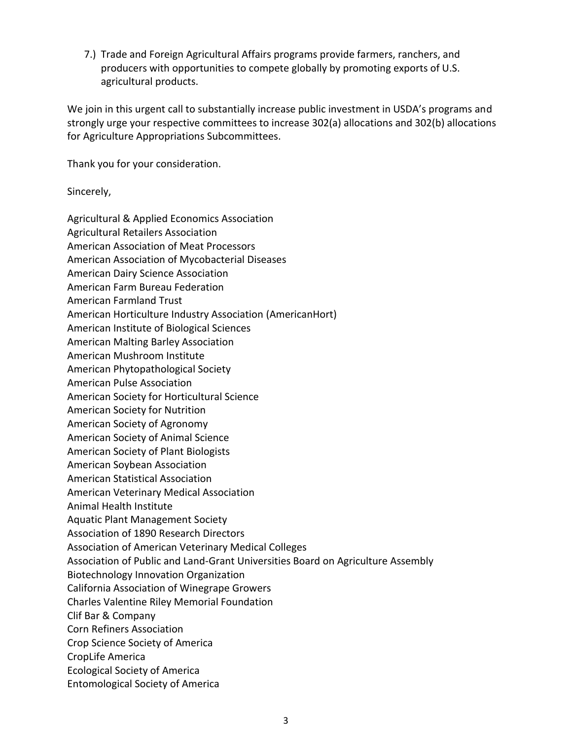7.) Trade and Foreign Agricultural Affairs programs provide farmers, ranchers, and producers with opportunities to compete globally by promoting exports of U.S. agricultural products.

We join in this urgent call to substantially increase public investment in USDA's programs and strongly urge your respective committees to increase 302(a) allocations and 302(b) allocations for Agriculture Appropriations Subcommittees.

Thank you for your consideration.

Sincerely,

Agricultural & Applied Economics Association
Agricultural Retailers Association
American Association of Meat Processors
American Association of Mycobacterial Diseases
American Dairy Science Association
American Farm Bureau Federation
American Farmland Trust
American Horticulture Industry Association (AmericanHort)
American Institute of Biological Sciences
American Malting Barley Association
American Mushroom Institute
American Phytopathological Society
American Pulse Association
American Society for Horticultural Science
American Society for Nutrition
American Society of Agronomy
American Society of Animal Science
American Society of Plant Biologists
American Soybean Association
American Statistical Association
American Veterinary Medical Association
Animal Health Institute
Aquatic Plant Management Society
Association of 1890 Research Directors
Association of American Veterinary Medical Colleges
Association of Public and Land-Grant Universities Board on Agriculture Assembly
Biotechnology Innovation Organization
California Association of Winegrape Growers
Charles Valentine Riley Memorial Foundation
Clif Bar & Company
Corn Refiners Association
Crop Science Society of America
CropLife America
Ecological Society of America
Entomological Society of America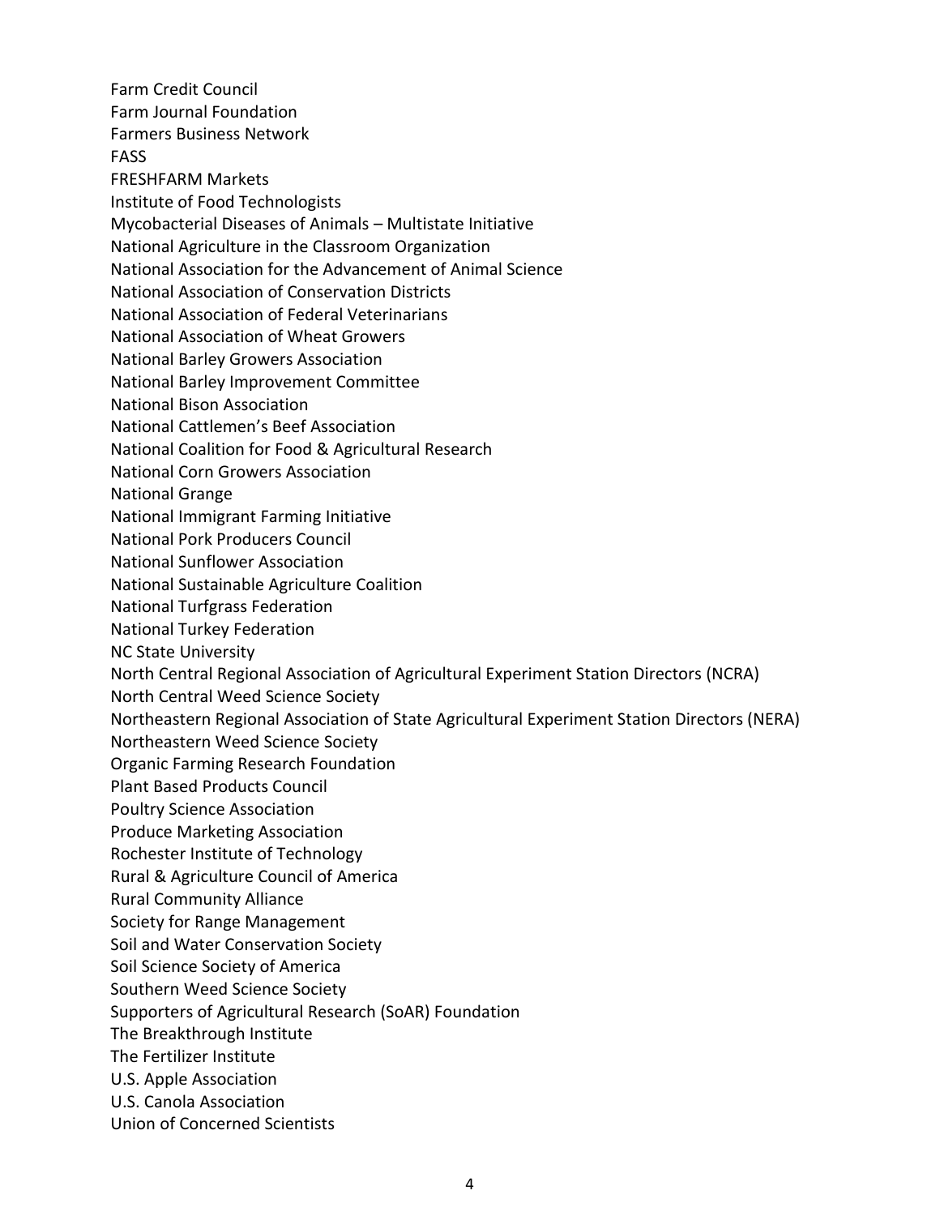Farm Credit Council
Farm Journal Foundation
Farmers Business Network
FASS
FRESHFARM Markets
Institute of Food Technologists
Mycobacterial Diseases of Animals – Multistate Initiative
National Agriculture in the Classroom Organization
National Association for the Advancement of Animal Science
National Association of Conservation Districts
National Association of Federal Veterinarians
National Association of Wheat Growers
National Barley Growers Association
National Barley Improvement Committee
National Bison Association
National Cattlemen's Beef Association
National Coalition for Food & Agricultural Research
National Corn Growers Association
National Grange
National Immigrant Farming Initiative
National Pork Producers Council
National Sunflower Association
National Sustainable Agriculture Coalition
National Turfgrass Federation
National Turkey Federation
NC State University
North Central Regional Association of Agricultural Experiment Station Directors (NCRA)
North Central Weed Science Society
Northeastern Regional Association of State Agricultural Experiment Station Directors (NERA)
Northeastern Weed Science Society
Organic Farming Research Foundation
Plant Based Products Council
Poultry Science Association
Produce Marketing Association
Rochester Institute of Technology
Rural & Agriculture Council of America
Rural Community Alliance
Society for Range Management
Soil and Water Conservation Society
Soil Science Society of America
Southern Weed Science Society
Supporters of Agricultural Research (SoAR) Foundation
The Breakthrough Institute
The Fertilizer Institute
U.S. Apple Association
U.S. Canola Association
Union of Concerned Scientists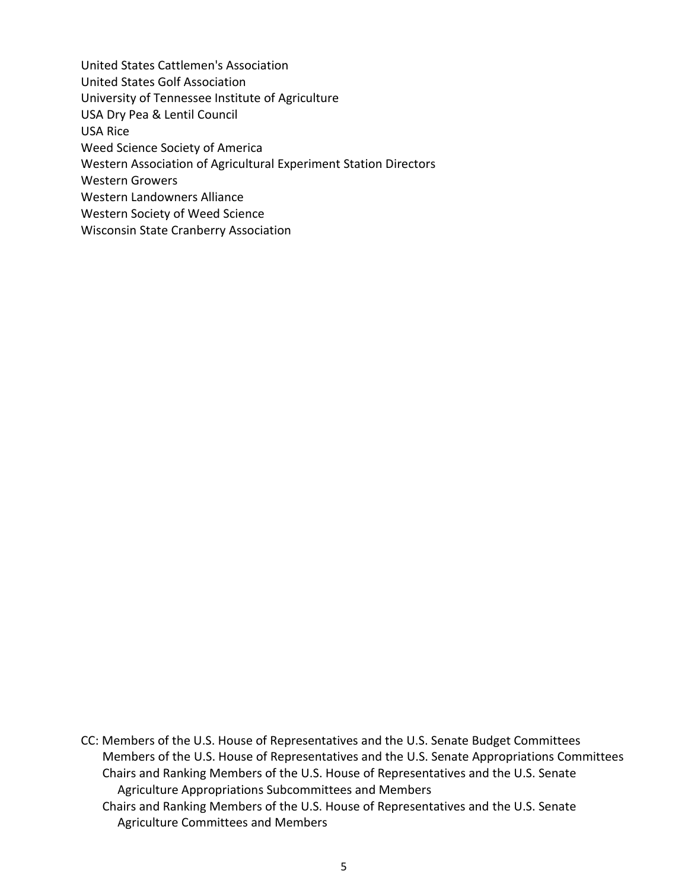United States Cattlemen's Association
United States Golf Association
University of Tennessee Institute of Agriculture
USA Dry Pea & Lentil Council
USA Rice
Weed Science Society of America
Western Association of Agricultural Experiment Station Directors
Western Growers
Western Landowners Alliance
Western Society of Weed Science
Wisconsin State Cranberry Association

CC: Members of the U.S. House of Representatives and the U.S. Senate Budget Committees
Members of the U.S. House of Representatives and the U.S. Senate Appropriations Committees
Chairs and Ranking Members of the U.S. House of Representatives and the U.S. Senate Agriculture Appropriations Subcommittees and Members
Chairs and Ranking Members of the U.S. House of Representatives and the U.S. Senate Agriculture Committees and Members